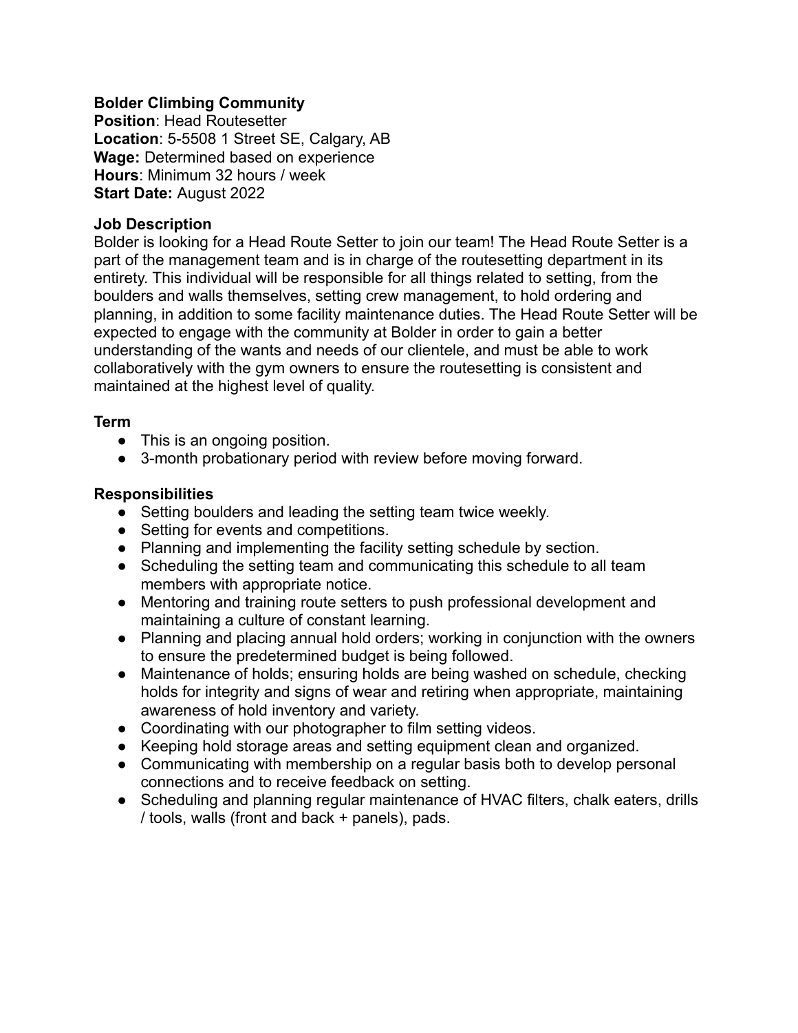**Bolder Climbing Community**
**Position**: Head Routesetter
**Location**: 5-5508 1 Street SE, Calgary, AB
**Wage:** Determined based on experience
**Hours**: Minimum 32 hours / week
**Start Date:** August 2022

**Job Description**

Bolder is looking for a Head Route Setter to join our team! The Head Route Setter is a part of the management team and is in charge of the routesetting department in its entirety. This individual will be responsible for all things related to setting, from the boulders and walls themselves, setting crew management, to hold ordering and planning, in addition to some facility maintenance duties. The Head Route Setter will be expected to engage with the community at Bolder in order to gain a better understanding of the wants and needs of our clientele, and must be able to work collaboratively with the gym owners to ensure the routesetting is consistent and maintained at the highest level of quality.

**Term**

- This is an ongoing position.
- 3-month probationary period with review before moving forward.

**Responsibilities**

- Setting boulders and leading the setting team twice weekly.
- Setting for events and competitions.
- Planning and implementing the facility setting schedule by section.
- Scheduling the setting team and communicating this schedule to all team members with appropriate notice.
- Mentoring and training route setters to push professional development and maintaining a culture of constant learning.
- Planning and placing annual hold orders; working in conjunction with the owners to ensure the predetermined budget is being followed.
- Maintenance of holds; ensuring holds are being washed on schedule, checking holds for integrity and signs of wear and retiring when appropriate, maintaining awareness of hold inventory and variety.
- Coordinating with our photographer to film setting videos.
- Keeping hold storage areas and setting equipment clean and organized.
- Communicating with membership on a regular basis both to develop personal connections and to receive feedback on setting.
- Scheduling and planning regular maintenance of HVAC filters, chalk eaters, drills / tools, walls (front and back + panels), pads.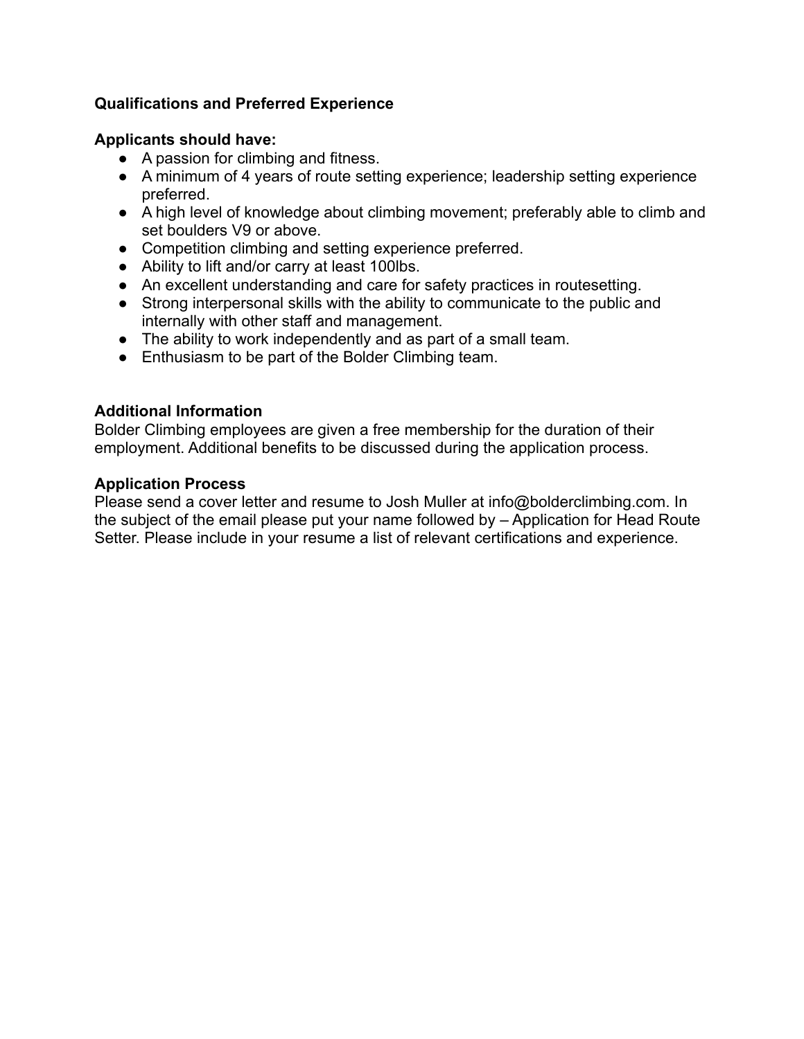**Qualifications and Preferred Experience**

**Applicants should have:**

- A passion for climbing and fitness.
- A minimum of 4 years of route setting experience; leadership setting experience preferred.
- A high level of knowledge about climbing movement; preferably able to climb and set boulders V9 or above.
- Competition climbing and setting experience preferred.
- Ability to lift and/or carry at least 100lbs.
- An excellent understanding and care for safety practices in routesetting.
- Strong interpersonal skills with the ability to communicate to the public and internally with other staff and management.
- The ability to work independently and as part of a small team.
- Enthusiasm to be part of the Bolder Climbing team.

**Additional Information**

Bolder Climbing employees are given a free membership for the duration of their employment. Additional benefits to be discussed during the application process.

**Application Process**

Please send a cover letter and resume to Josh Muller at info@bolderclimbing.com. In the subject of the email please put your name followed by – Application for Head Route Setter. Please include in your resume a list of relevant certifications and experience.